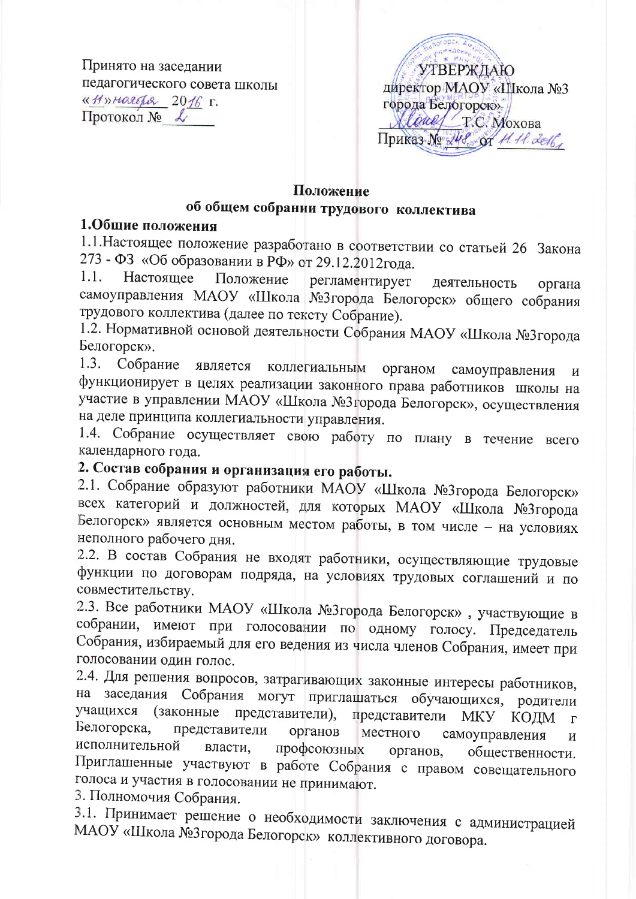Принято на заседании
педагогического совета школы
«11» ноября 2016 г.
Протокол № 2

УТВЕРЖДАЮ
директор МАОУ «Школа №3
города Белогорск»
_________ Т.С. Мохова
Приказ № 248 от 11.11.2016

**Положение**
**об общем собрании трудового коллектива**

**1.Общие положения**

1.1.Настоящее положение разработано в соответствии со статьей 26 Закона 273 - ФЗ «Об образовании в РФ» от 29.12.2012года.

1.1. Настоящее Положение регламентирует деятельность органа самоуправления МАОУ «Школа №3города Белогорск» общего собрания трудового коллектива (далее по тексту Собрание).

1.2. Нормативной основой деятельности Собрания МАОУ «Школа №3города Белогорск».

1.3. Собрание является коллегиальным органом самоуправления и функционирует в целях реализации законного права работников школы на участие в управлении МАОУ «Школа №3города Белогорск», осуществления на деле принципа коллегиальности управления.

1.4. Собрание осуществляет свою работу по плану в течение всего календарного года.

**2. Состав собрания и организация его работы.**

2.1. Собрание образуют работники МАОУ «Школа №3города Белогорск» всех категорий и должностей, для которых МАОУ «Школа №3города Белогорск» является основным местом работы, в том числе – на условиях неполного рабочего дня.

2.2. В состав Собрания не входят работники, осуществляющие трудовые функции по договорам подряда, на условиях трудовых соглашений и по совместительству.

2.3. Все работники МАОУ «Школа №3города Белогорск» , участвующие в собрании, имеют при голосовании по одному голосу. Председатель Собрания, избираемый для его ведения из числа членов Собрания, имеет при голосовании один голос.

2.4. Для решения вопросов, затрагивающих законные интересы работников, на заседания Собрания могут приглашаться обучающихся, родители учащихся (законные представители), представители МКУ КОДМ г Белогорска, представители органов местного самоуправления и исполнительной власти, профсоюзных органов, общественности. Приглашенные участвуют в работе Собрания с правом совещательного голоса и участия в голосовании не принимают.

3. Полномочия Собрания.

3.1. Принимает решение о необходимости заключения с администрацией МАОУ «Школа №3города Белогорск» коллективного договора.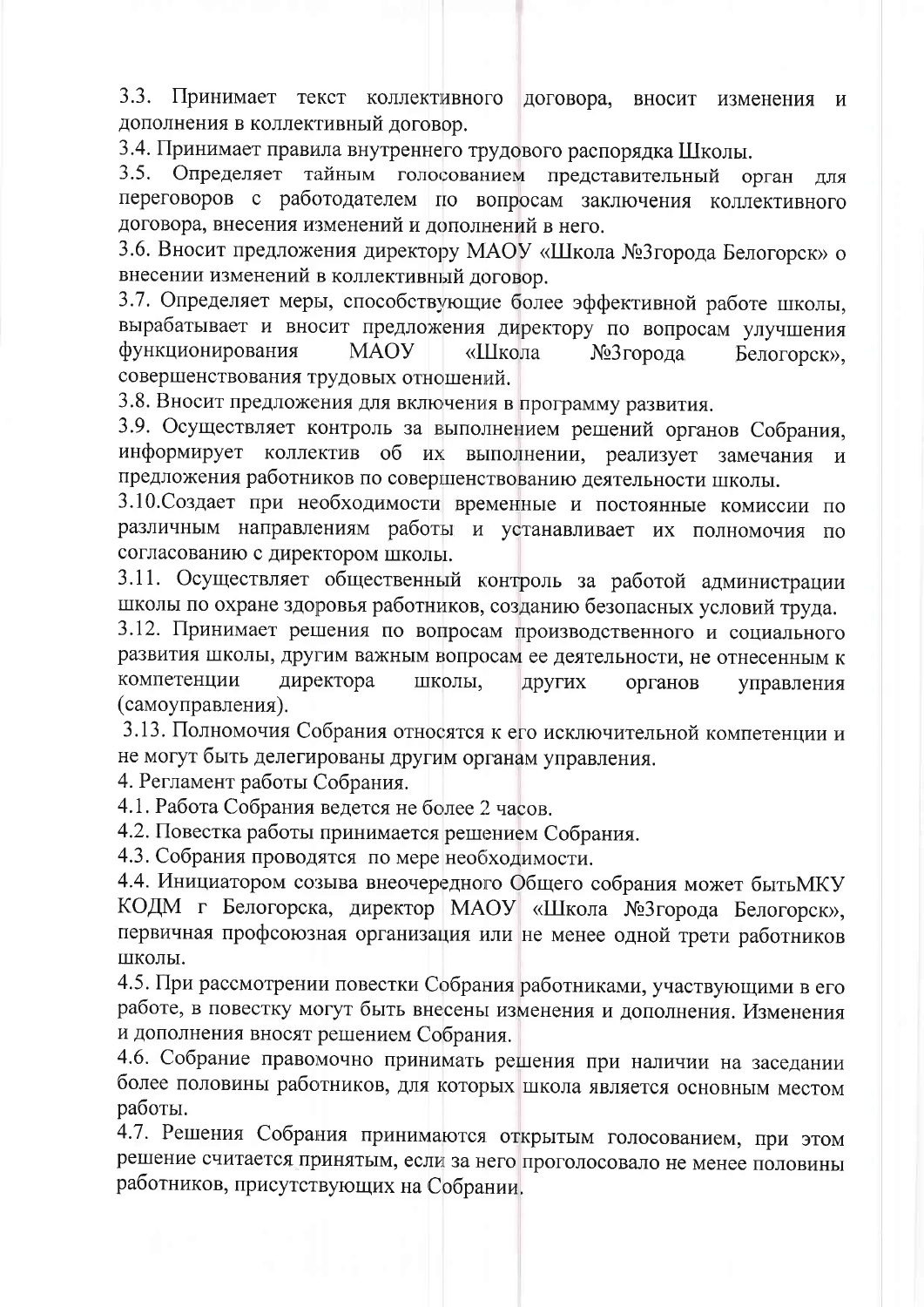3.3. Принимает текст коллективного договора, вносит изменения и дополнения в коллективный договор.

3.4. Принимает правила внутреннего трудового распорядка Школы.

3.5. Определяет тайным голосованием представительный орган для переговоров с работодателем по вопросам заключения коллективного договора, внесения изменений и дополнений в него.

3.6. Вносит предложения директору МАОУ «Школа №3города Белогорск» о внесении изменений в коллективный договор.

3.7. Определяет меры, способствующие более эффективной работе школы, вырабатывает и вносит предложения директору по вопросам улучшения функционирования МАОУ «Школа №3города Белогорск», совершенствования трудовых отношений.

3.8. Вносит предложения для включения в программу развития.

3.9. Осуществляет контроль за выполнением решений органов Собрания, информирует коллектив об их выполнении, реализует замечания и предложения работников по совершенствованию деятельности школы.

3.10.Создает при необходимости временные и постоянные комиссии по различным направлениям работы и устанавливает их полномочия по согласованию с директором школы.

3.11. Осуществляет общественный контроль за работой администрации школы по охране здоровья работников, созданию безопасных условий труда.

3.12. Принимает решения по вопросам производственного и социального развития школы, другим важным вопросам ее деятельности, не отнесенным к компетенции директора школы, других органов управления (самоуправления).

3.13. Полномочия Собрания относятся к его исключительной компетенции и не могут быть делегированы другим органам управления.

4. Регламент работы Собрания.

4.1. Работа Собрания ведется не более 2 часов.

4.2. Повестка работы принимается решением Собрания.

4.3. Собрания проводятся по мере необходимости.

4.4. Инициатором созыва внеочередного Общего собрания может бытьМКУ КОДМ г Белогорска, директор МАОУ «Школа №3города Белогорск», первичная профсоюзная организация или не менее одной трети работников школы.

4.5. При рассмотрении повестки Собрания работниками, участвующими в его работе, в повестку могут быть внесены изменения и дополнения. Изменения и дополнения вносят решением Собрания.

4.6. Собрание правомочно принимать решения при наличии на заседании более половины работников, для которых школа является основным местом работы.

4.7. Решения Собрания принимаются открытым голосованием, при этом решение считается принятым, если за него проголосовало не менее половины работников, присутствующих на Собрании.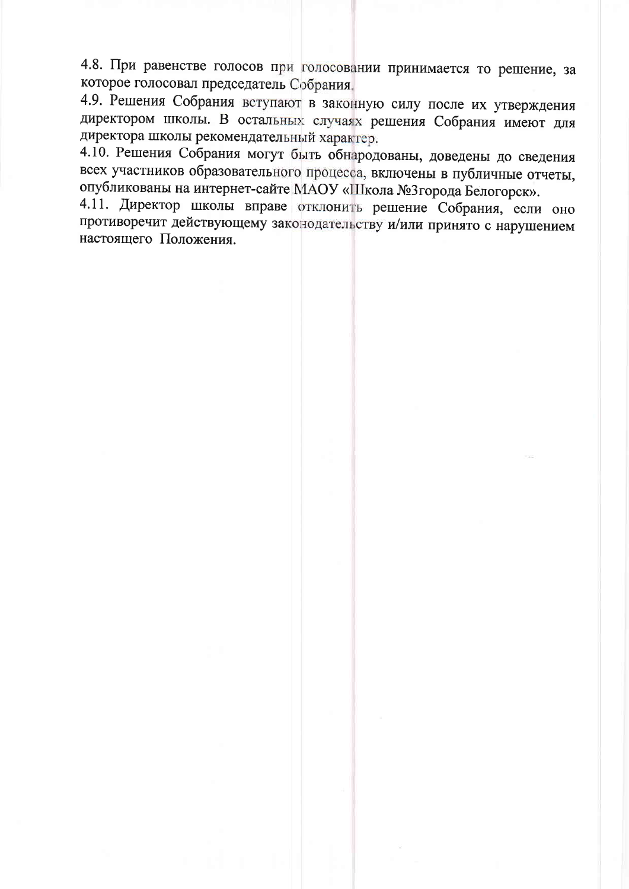4.8. При равенстве голосов при голосовании принимается то решение, за которое голосовал председатель Собрания.

4.9. Решения Собрания вступают в законную силу после их утверждения директором школы. В остальных случаях решения Собрания имеют для директора школы рекомендательный характер.

4.10. Решения Собрания могут быть обнародованы, доведены до сведения всех участников образовательного процесса, включены в публичные отчеты, опубликованы на интернет-сайте МАОУ «Школа №3города Белогорск».

4.11. Директор школы вправе отклонить решение Собрания, если оно противоречит действующему законодательству и/или принято с нарушением настоящего Положения.